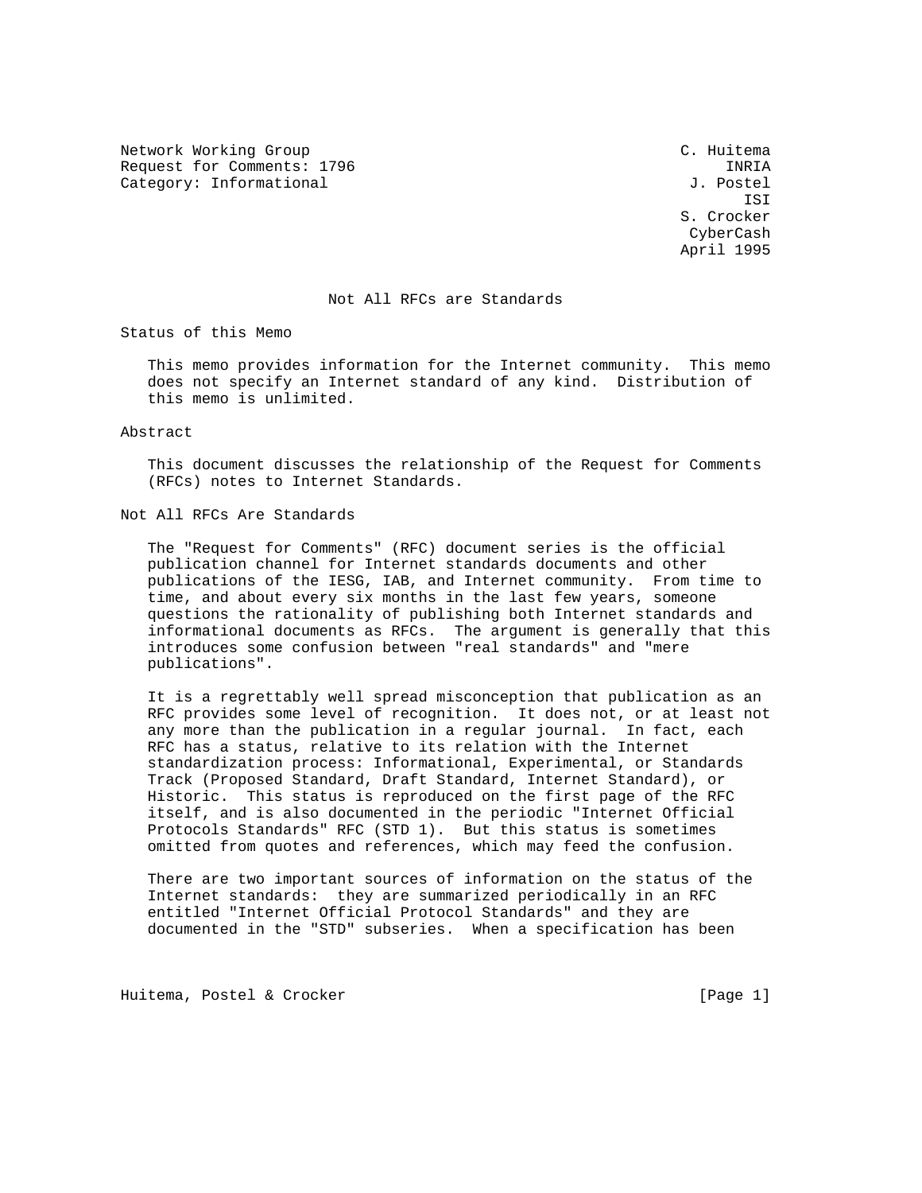Network Working Group  
Request for Comments: 1796  
Category: Informational

C. Huitema  
INRIA  
J. Postel  
ISI  
S. Crocker  
CyberCash  
April 1995

# Not All RFCs are Standards

## Status of this Memo

This memo provides information for the Internet community. This memo does not specify an Internet standard of any kind. Distribution of this memo is unlimited.

## Abstract

This document discusses the relationship of the Request for Comments (RFCs) notes to Internet Standards.

## Not All RFCs Are Standards

The "Request for Comments" (RFC) document series is the official publication channel for Internet standards documents and other publications of the IESG, IAB, and Internet community. From time to time, and about every six months in the last few years, someone questions the rationality of publishing both Internet standards and informational documents as RFCs. The argument is generally that this introduces some confusion between "real standards" and "mere publications".

It is a regrettably well spread misconception that publication as an RFC provides some level of recognition. It does not, or at least not any more than the publication in a regular journal. In fact, each RFC has a status, relative to its relation with the Internet standardization process: Informational, Experimental, or Standards Track (Proposed Standard, Draft Standard, Internet Standard), or Historic. This status is reproduced on the first page of the RFC itself, and is also documented in the periodic "Internet Official Protocols Standards" RFC (STD 1). But this status is sometimes omitted from quotes and references, which may feed the confusion.

There are two important sources of information on the status of the Internet standards: they are summarized periodically in an RFC entitled "Internet Official Protocol Standards" and they are documented in the "STD" subseries. When a specification has been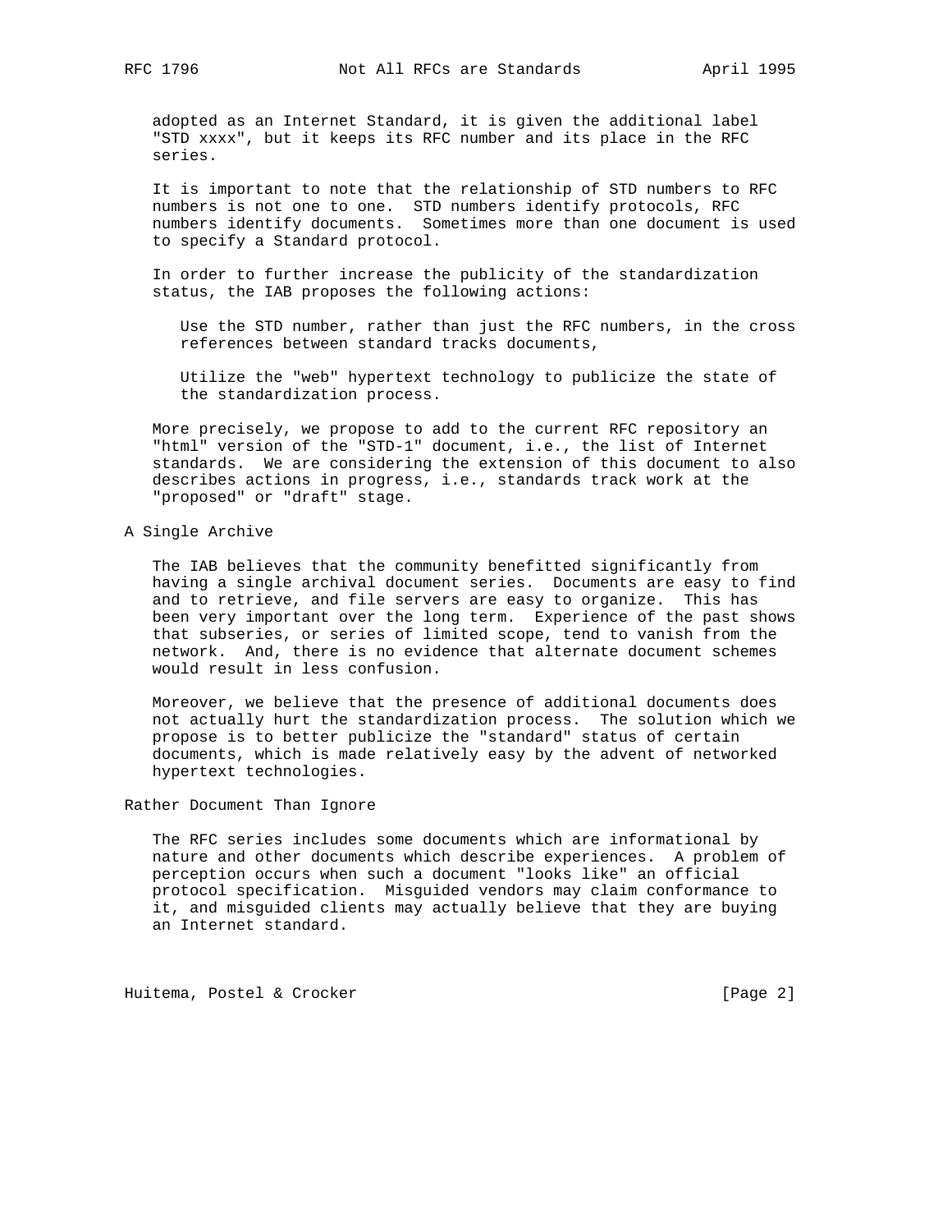adopted as an Internet Standard, it is given the additional label "STD xxxx", but it keeps its RFC number and its place in the RFC series.

It is important to note that the relationship of STD numbers to RFC numbers is not one to one. STD numbers identify protocols, RFC numbers identify documents. Sometimes more than one document is used to specify a Standard protocol.

In order to further increase the publicity of the standardization status, the IAB proposes the following actions:

> Use the STD number, rather than just the RFC numbers, in the cross references between standard tracks documents,
>
> Utilize the "web" hypertext technology to publicize the state of the standardization process.

More precisely, we propose to add to the current RFC repository an "html" version of the "STD-1" document, i.e., the list of Internet standards. We are considering the extension of this document to also describes actions in progress, i.e., standards track work at the "proposed" or "draft" stage.

## A Single Archive

The IAB believes that the community benefitted significantly from having a single archival document series. Documents are easy to find and to retrieve, and file servers are easy to organize. This has been very important over the long term. Experience of the past shows that subseries, or series of limited scope, tend to vanish from the network. And, there is no evidence that alternate document schemes would result in less confusion.

Moreover, we believe that the presence of additional documents does not actually hurt the standardization process. The solution which we propose is to better publicize the "standard" status of certain documents, which is made relatively easy by the advent of networked hypertext technologies.

## Rather Document Than Ignore

The RFC series includes some documents which are informational by nature and other documents which describe experiences. A problem of perception occurs when such a document "looks like" an official protocol specification. Misguided vendors may claim conformance to it, and misguided clients may actually believe that they are buying an Internet standard.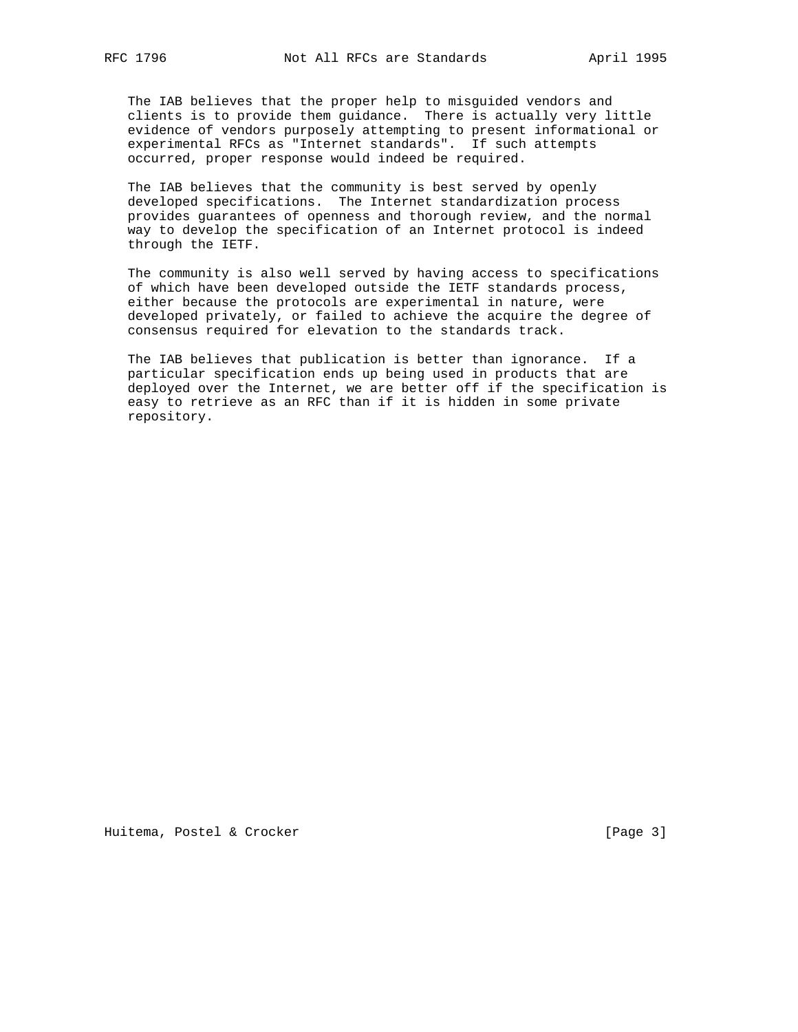The IAB believes that the proper help to misguided vendors and clients is to provide them guidance. There is actually very little evidence of vendors purposely attempting to present informational or experimental RFCs as "Internet standards". If such attempts occurred, proper response would indeed be required.

The IAB believes that the community is best served by openly developed specifications. The Internet standardization process provides guarantees of openness and thorough review, and the normal way to develop the specification of an Internet protocol is indeed through the IETF.

The community is also well served by having access to specifications of which have been developed outside the IETF standards process, either because the protocols are experimental in nature, were developed privately, or failed to achieve the acquire the degree of consensus required for elevation to the standards track.

The IAB believes that publication is better than ignorance. If a particular specification ends up being used in products that are deployed over the Internet, we are better off if the specification is easy to retrieve as an RFC than if it is hidden in some private repository.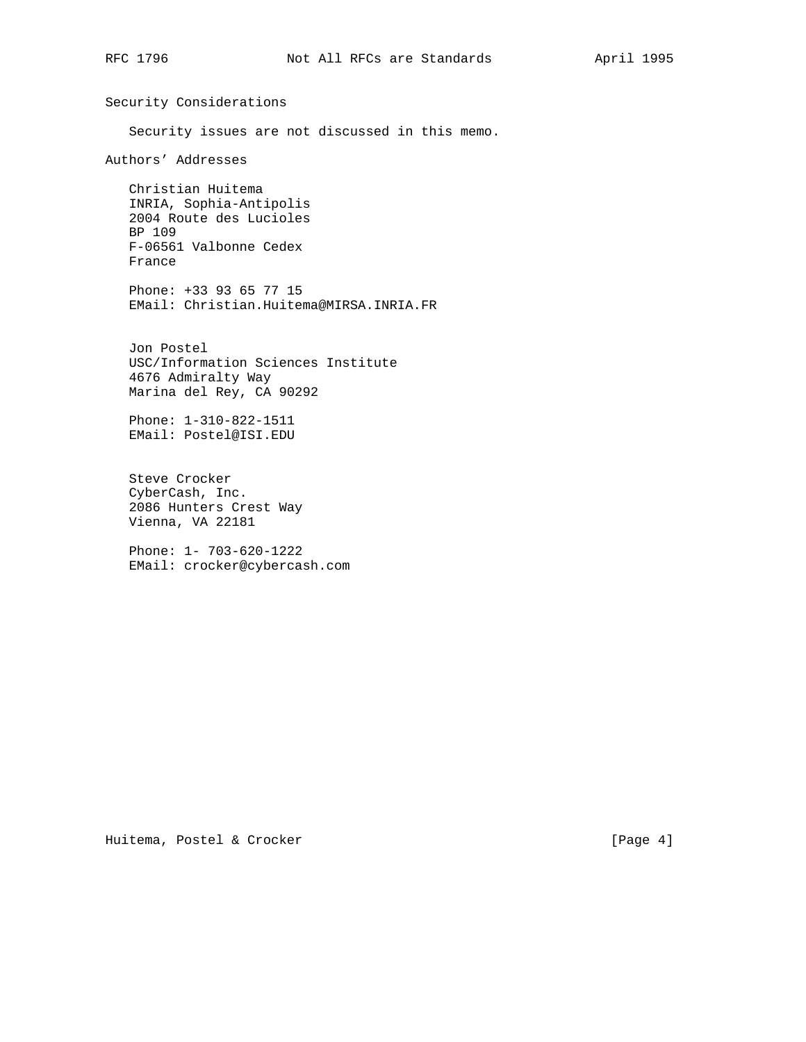## Security Considerations

Security issues are not discussed in this memo.

## Authors' Addresses

Christian Huitema
INRIA, Sophia-Antipolis
2004 Route des Lucioles
BP 109
F-06561 Valbonne Cedex
France

Phone: +33 93 65 77 15
EMail: Christian.Huitema@MIRSA.INRIA.FR

Jon Postel
USC/Information Sciences Institute
4676 Admiralty Way
Marina del Rey, CA 90292

Phone: 1-310-822-1511
EMail: Postel@ISI.EDU

Steve Crocker
CyberCash, Inc.
2086 Hunters Crest Way
Vienna, VA 22181

Phone: 1- 703-620-1222
EMail: crocker@cybercash.com